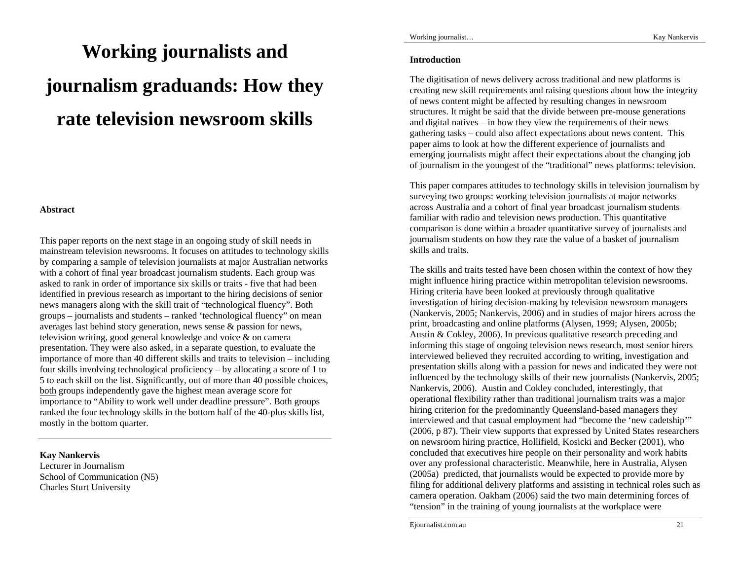# Working journalists and journalism graduands: How they rate television newsroom skills

**Abstract**

This paper reports on the next stage in an ongoing study of skill needs in mainstream television newsrooms. It focuses on attitudes to technology skills by comparing a sample of television journalists at major Australian networks with a cohort of final year broadcast journalism students. Each group was asked to rank in order of importance six skills or traits - five that had been identified in previous research as important to the hiring decisions of senior news managers along with the skill trait of "technological fluency". Both groups – journalists and students – ranked 'technological fluency" on mean averages last behind story generation, news sense & passion for news, television writing, good general knowledge and voice & on camera presentation. They were also asked, in a separate question, to evaluate the importance of more than 40 different skills and traits to television – including four skills involving technological proficiency – by allocating a score of 1 to 5 to each skill on the list. Significantly, out of more than 40 possible choices, <u>both</u> groups independently gave the highest mean average score for importance to "Ability to work well under deadline pressure". Both groups ranked the four technology skills in the bottom half of the 40-plus skills list, mostly in the bottom quarter.

**Kay Nankervis**
Lecturer in Journalism
School of Communication (N5)
Charles Sturt University

**Introduction**

The digitisation of news delivery across traditional and new platforms is creating new skill requirements and raising questions about how the integrity of news content might be affected by resulting changes in newsroom structures. It might be said that the divide between pre-mouse generations and digital natives – in how they view the requirements of their news gathering tasks – could also affect expectations about news content. This paper aims to look at how the different experience of journalists and emerging journalists might affect their expectations about the changing job of journalism in the youngest of the "traditional" news platforms: television.

This paper compares attitudes to technology skills in television journalism by surveying two groups: working television journalists at major networks across Australia and a cohort of final year broadcast journalism students familiar with radio and television news production. This quantitative comparison is done within a broader quantitative survey of journalists and journalism students on how they rate the value of a basket of journalism skills and traits.

The skills and traits tested have been chosen within the context of how they might influence hiring practice within metropolitan television newsrooms. Hiring criteria have been looked at previously through qualitative investigation of hiring decision-making by television newsroom managers (Nankervis, 2005; Nankervis, 2006) and in studies of major hirers across the print, broadcasting and online platforms (Alysen, 1999; Alysen, 2005b; Austin & Cokley, 2006). In previous qualitative research preceding and informing this stage of ongoing television news research, most senior hirers interviewed believed they recruited according to writing, investigation and presentation skills along with a passion for news and indicated they were not influenced by the technology skills of their new journalists (Nankervis, 2005; Nankervis, 2006). Austin and Cokley concluded, interestingly, that operational flexibility rather than traditional journalism traits was a major hiring criterion for the predominantly Queensland-based managers they interviewed and that casual employment had "become the 'new cadetship'" (2006, p 87). Their view supports that expressed by United States researchers on newsroom hiring practice, Hollifield, Kosicki and Becker (2001), who concluded that executives hire people on their personality and work habits over any professional characteristic. Meanwhile, here in Australia, Alysen (2005a) predicted, that journalists would be expected to provide more by filing for additional delivery platforms and assisting in technical roles such as camera operation. Oakham (2006) said the two main determining forces of "tension" in the training of young journalists at the workplace were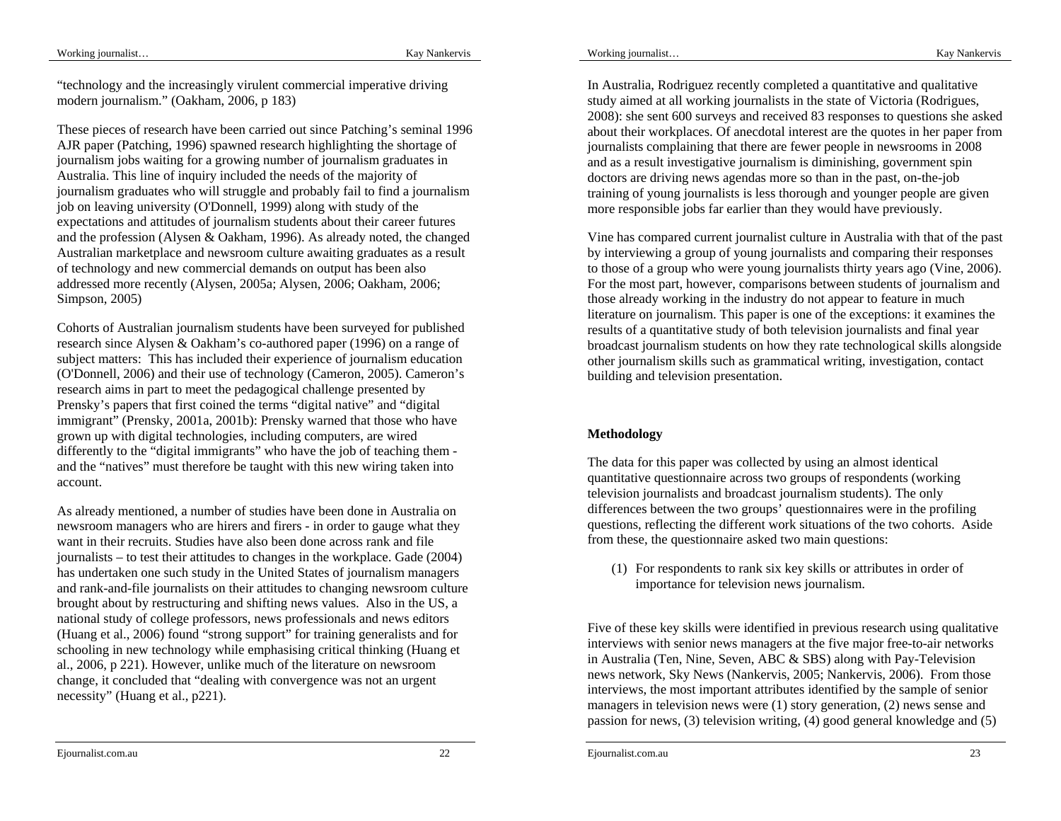"technology and the increasingly virulent commercial imperative driving modern journalism." (Oakham, 2006, p 183)

These pieces of research have been carried out since Patching's seminal 1996 AJR paper (Patching, 1996) spawned research highlighting the shortage of journalism jobs waiting for a growing number of journalism graduates in Australia. This line of inquiry included the needs of the majority of journalism graduates who will struggle and probably fail to find a journalism job on leaving university (O'Donnell, 1999) along with study of the expectations and attitudes of journalism students about their career futures and the profession (Alysen & Oakham, 1996). As already noted, the changed Australian marketplace and newsroom culture awaiting graduates as a result of technology and new commercial demands on output has been also addressed more recently (Alysen, 2005a; Alysen, 2006; Oakham, 2006; Simpson, 2005)

Cohorts of Australian journalism students have been surveyed for published research since Alysen & Oakham's co-authored paper (1996) on a range of subject matters: This has included their experience of journalism education (O'Donnell, 2006) and their use of technology (Cameron, 2005). Cameron's research aims in part to meet the pedagogical challenge presented by Prensky's papers that first coined the terms "digital native" and "digital immigrant" (Prensky, 2001a, 2001b): Prensky warned that those who have grown up with digital technologies, including computers, are wired differently to the "digital immigrants" who have the job of teaching them - and the "natives" must therefore be taught with this new wiring taken into account.

As already mentioned, a number of studies have been done in Australia on newsroom managers who are hirers and firers - in order to gauge what they want in their recruits. Studies have also been done across rank and file journalists – to test their attitudes to changes in the workplace. Gade (2004) has undertaken one such study in the United States of journalism managers and rank-and-file journalists on their attitudes to changing newsroom culture brought about by restructuring and shifting news values. Also in the US, a national study of college professors, news professionals and news editors (Huang et al., 2006) found "strong support" for training generalists and for schooling in new technology while emphasising critical thinking (Huang et al., 2006, p 221). However, unlike much of the literature on newsroom change, it concluded that "dealing with convergence was not an urgent necessity" (Huang et al., p221).

In Australia, Rodriguez recently completed a quantitative and qualitative study aimed at all working journalists in the state of Victoria (Rodrigues, 2008): she sent 600 surveys and received 83 responses to questions she asked about their workplaces. Of anecdotal interest are the quotes in her paper from journalists complaining that there are fewer people in newsrooms in 2008 and as a result investigative journalism is diminishing, government spin doctors are driving news agendas more so than in the past, on-the-job training of young journalists is less thorough and younger people are given more responsible jobs far earlier than they would have previously.

Vine has compared current journalist culture in Australia with that of the past by interviewing a group of young journalists and comparing their responses to those of a group who were young journalists thirty years ago (Vine, 2006). For the most part, however, comparisons between students of journalism and those already working in the industry do not appear to feature in much literature on journalism. This paper is one of the exceptions: it examines the results of a quantitative study of both television journalists and final year broadcast journalism students on how they rate technological skills alongside other journalism skills such as grammatical writing, investigation, contact building and television presentation.

**Methodology**

The data for this paper was collected by using an almost identical quantitative questionnaire across two groups of respondents (working television journalists and broadcast journalism students). The only differences between the two groups' questionnaires were in the profiling questions, reflecting the different work situations of the two cohorts. Aside from these, the questionnaire asked two main questions:

(1) For respondents to rank six key skills or attributes in order of importance for television news journalism.

Five of these key skills were identified in previous research using qualitative interviews with senior news managers at the five major free-to-air networks in Australia (Ten, Nine, Seven, ABC & SBS) along with Pay-Television news network, Sky News (Nankervis, 2005; Nankervis, 2006). From those interviews, the most important attributes identified by the sample of senior managers in television news were (1) story generation, (2) news sense and passion for news, (3) television writing, (4) good general knowledge and (5)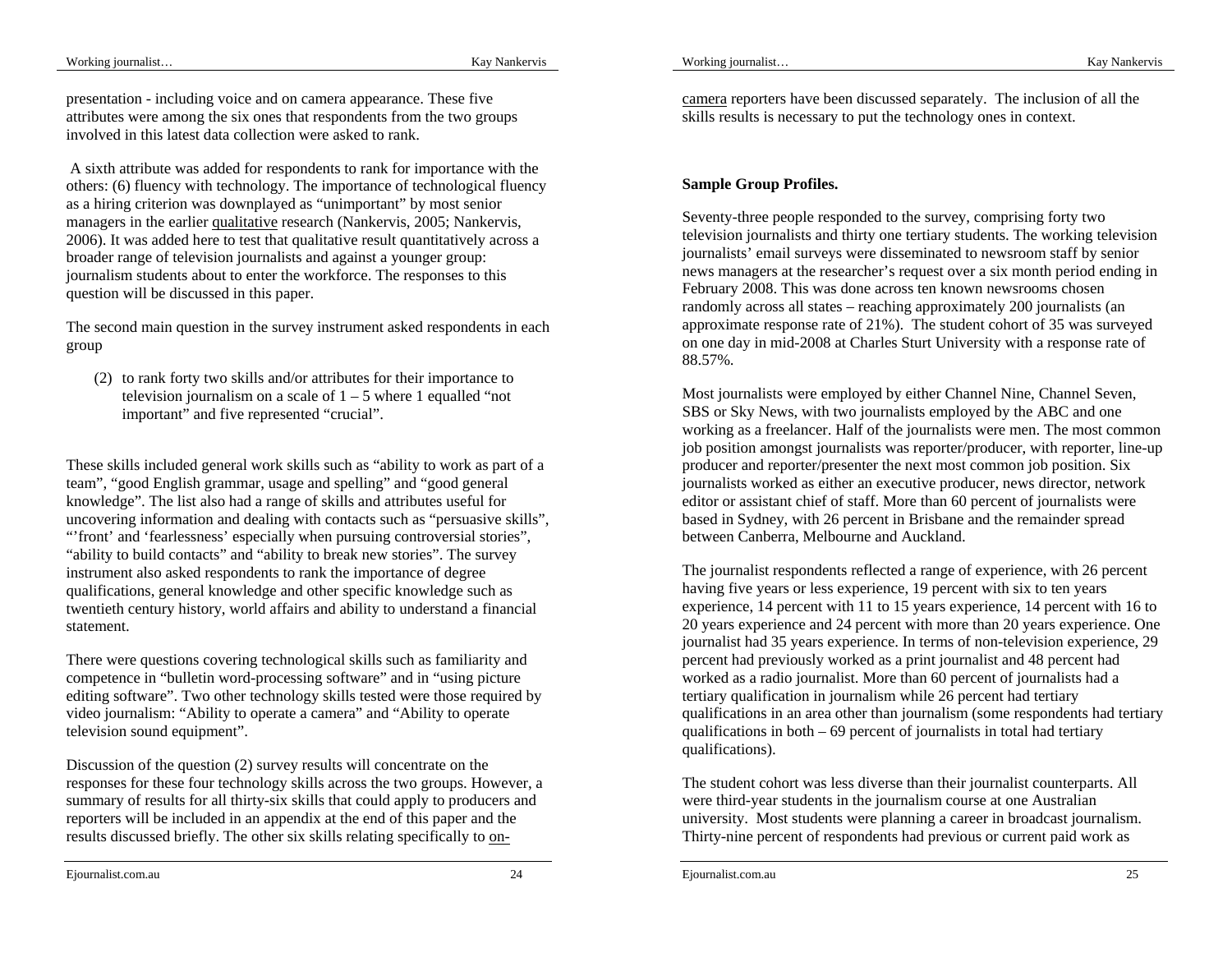presentation - including voice and on camera appearance. These five attributes were among the six ones that respondents from the two groups involved in this latest data collection were asked to rank.

A sixth attribute was added for respondents to rank for importance with the others: (6) fluency with technology. The importance of technological fluency as a hiring criterion was downplayed as "unimportant" by most senior managers in the earlier qualitative research (Nankervis, 2005; Nankervis, 2006). It was added here to test that qualitative result quantitatively across a broader range of television journalists and against a younger group: journalism students about to enter the workforce. The responses to this question will be discussed in this paper.

The second main question in the survey instrument asked respondents in each group

(2) to rank forty two skills and/or attributes for their importance to television journalism on a scale of 1 – 5 where 1 equalled "not important" and five represented "crucial".

These skills included general work skills such as "ability to work as part of a team", "good English grammar, usage and spelling" and "good general knowledge". The list also had a range of skills and attributes useful for uncovering information and dealing with contacts such as "persuasive skills", "'front' and 'fearlessness' especially when pursuing controversial stories", "ability to build contacts" and "ability to break new stories". The survey instrument also asked respondents to rank the importance of degree qualifications, general knowledge and other specific knowledge such as twentieth century history, world affairs and ability to understand a financial statement.

There were questions covering technological skills such as familiarity and competence in "bulletin word-processing software" and in "using picture editing software". Two other technology skills tested were those required by video journalism: "Ability to operate a camera" and "Ability to operate television sound equipment".

Discussion of the question (2) survey results will concentrate on the responses for these four technology skills across the two groups. However, a summary of results for all thirty-six skills that could apply to producers and reporters will be included in an appendix at the end of this paper and the results discussed briefly. The other six skills relating specifically to on-camera reporters have been discussed separately. The inclusion of all the skills results is necessary to put the technology ones in context.

**Sample Group Profiles.**

Seventy-three people responded to the survey, comprising forty two television journalists and thirty one tertiary students. The working television journalists' email surveys were disseminated to newsroom staff by senior news managers at the researcher's request over a six month period ending in February 2008. This was done across ten known newsrooms chosen randomly across all states – reaching approximately 200 journalists (an approximate response rate of 21%). The student cohort of 35 was surveyed on one day in mid-2008 at Charles Sturt University with a response rate of 88.57%.

Most journalists were employed by either Channel Nine, Channel Seven, SBS or Sky News, with two journalists employed by the ABC and one working as a freelancer. Half of the journalists were men. The most common job position amongst journalists was reporter/producer, with reporter, line-up producer and reporter/presenter the next most common job position. Six journalists worked as either an executive producer, news director, network editor or assistant chief of staff. More than 60 percent of journalists were based in Sydney, with 26 percent in Brisbane and the remainder spread between Canberra, Melbourne and Auckland.

The journalist respondents reflected a range of experience, with 26 percent having five years or less experience, 19 percent with six to ten years experience, 14 percent with 11 to 15 years experience, 14 percent with 16 to 20 years experience and 24 percent with more than 20 years experience. One journalist had 35 years experience. In terms of non-television experience, 29 percent had previously worked as a print journalist and 48 percent had worked as a radio journalist. More than 60 percent of journalists had a tertiary qualification in journalism while 26 percent had tertiary qualifications in an area other than journalism (some respondents had tertiary qualifications in both – 69 percent of journalists in total had tertiary qualifications).

The student cohort was less diverse than their journalist counterparts. All were third-year students in the journalism course at one Australian university. Most students were planning a career in broadcast journalism. Thirty-nine percent of respondents had previous or current paid work as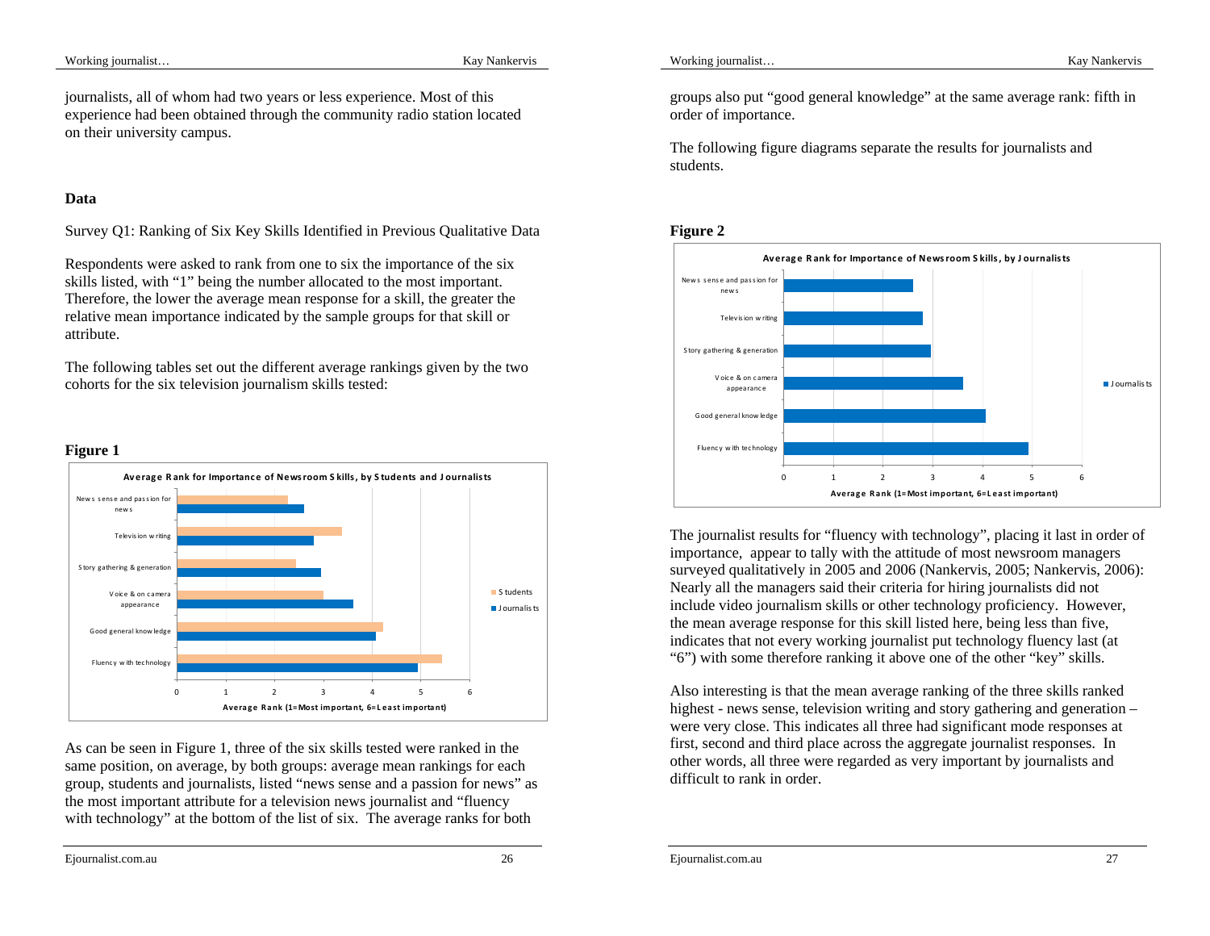journalists, all of whom had two years or less experience. Most of this experience had been obtained through the community radio station located on their university campus.

## Data

Survey Q1: Ranking of Six Key Skills Identified in Previous Qualitative Data

Respondents were asked to rank from one to six the importance of the six skills listed, with "1" being the number allocated to the most important. Therefore, the lower the average mean response for a skill, the greater the relative mean importance indicated by the sample groups for that skill or attribute.

The following tables set out the different average rankings given by the two cohorts for the six television journalism skills tested:

**Figure 1**

As can be seen in Figure 1, three of the six skills tested were ranked in the same position, on average, by both groups: average mean rankings for each group, students and journalists, listed "news sense and a passion for news" as the most important attribute for a television news journalist and "fluency with technology" at the bottom of the list of six. The average ranks for both groups also put "good general knowledge" at the same average rank: fifth in order of importance.

The following figure diagrams separate the results for journalists and students.

**Figure 2**

The journalist results for "fluency with technology", placing it last in order of importance, appear to tally with the attitude of most newsroom managers surveyed qualitatively in 2005 and 2006 (Nankervis, 2005; Nankervis, 2006): Nearly all the managers said their criteria for hiring journalists did not include video journalism skills or other technology proficiency. However, the mean average response for this skill listed here, being less than five, indicates that not every working journalist put technology fluency last (at "6") with some therefore ranking it above one of the other "key" skills.

Also interesting is that the mean average ranking of the three skills ranked highest - news sense, television writing and story gathering and generation – were very close. This indicates all three had significant mode responses at first, second and third place across the aggregate journalist responses. In other words, all three were regarded as very important by journalists and difficult to rank in order.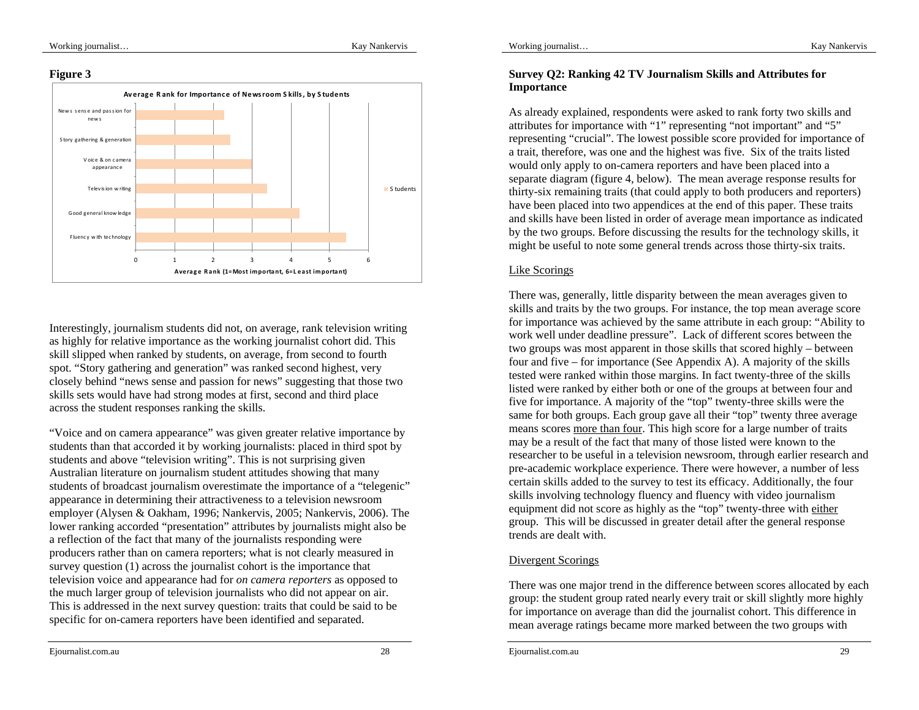**Figure 3**

**Average Rank for Importance of Newsroom Skills, by Students**

| Skill | Students (Average Rank) |
|---|---|
| News sense and passion for news | ~2.3 |
| Story gathering & generation | ~2.4 |
| Voice & on camera appearance | ~3.0 |
| Television writing | ~3.4 |
| Good general knowledge | ~4.2 |
| Fluency with technology | ~5.4 |

Average Rank (1=Most important, 6=Least important)

Interestingly, journalism students did not, on average, rank television writing as highly for relative importance as the working journalist cohort did. This skill slipped when ranked by students, on average, from second to fourth spot. "Story gathering and generation" was ranked second highest, very closely behind "news sense and passion for news" suggesting that those two skills sets would have had strong modes at first, second and third place across the student responses ranking the skills.

"Voice and on camera appearance" was given greater relative importance by students than that accorded it by working journalists: placed in third spot by students and above "television writing". This is not surprising given Australian literature on journalism student attitudes showing that many students of broadcast journalism overestimate the importance of a "telegenic" appearance in determining their attractiveness to a television newsroom employer (Alysen & Oakham, 1996; Nankervis, 2005; Nankervis, 2006). The lower ranking accorded "presentation" attributes by journalists might also be a reflection of the fact that many of the journalists responding were producers rather than on camera reporters; what is not clearly measured in survey question (1) across the journalist cohort is the importance that television voice and appearance had for *on camera reporters* as opposed to the much larger group of television journalists who did not appear on air. This is addressed in the next survey question: traits that could be said to be specific for on-camera reporters have been identified and separated.

## Survey Q2: Ranking 42 TV Journalism Skills and Attributes for Importance

As already explained, respondents were asked to rank forty two skills and attributes for importance with "1" representing "not important" and "5" representing "crucial". The lowest possible score provided for importance of a trait, therefore, was one and the highest was five. Six of the traits listed would only apply to on-camera reporters and have been placed into a separate diagram (figure 4, below). The mean average response results for thirty-six remaining traits (that could apply to both producers and reporters) have been placed into two appendices at the end of this paper. These traits and skills have been listed in order of average mean importance as indicated by the two groups. Before discussing the results for the technology skills, it might be useful to note some general trends across those thirty-six traits.

### Like Scorings

There was, generally, little disparity between the mean averages given to skills and traits by the two groups. For instance, the top mean average score for importance was achieved by the same attribute in each group: "Ability to work well under deadline pressure". Lack of different scores between the two groups was most apparent in those skills that scored highly – between four and five – for importance (See Appendix A). A majority of the skills tested were ranked within those margins. In fact twenty-three of the skills listed were ranked by either both or one of the groups at between four and five for importance. A majority of the "top" twenty-three skills were the same for both groups. Each group gave all their "top" twenty three average means scores more than four. This high score for a large number of traits may be a result of the fact that many of those listed were known to the researcher to be useful in a television newsroom, through earlier research and pre-academic workplace experience. There were however, a number of less certain skills added to the survey to test its efficacy. Additionally, the four skills involving technology fluency and fluency with video journalism equipment did not score as highly as the "top" twenty-three with either group. This will be discussed in greater detail after the general response trends are dealt with.

### Divergent Scorings

There was one major trend in the difference between scores allocated by each group: the student group rated nearly every trait or skill slightly more highly for importance on average than did the journalist cohort. This difference in mean average ratings became more marked between the two groups with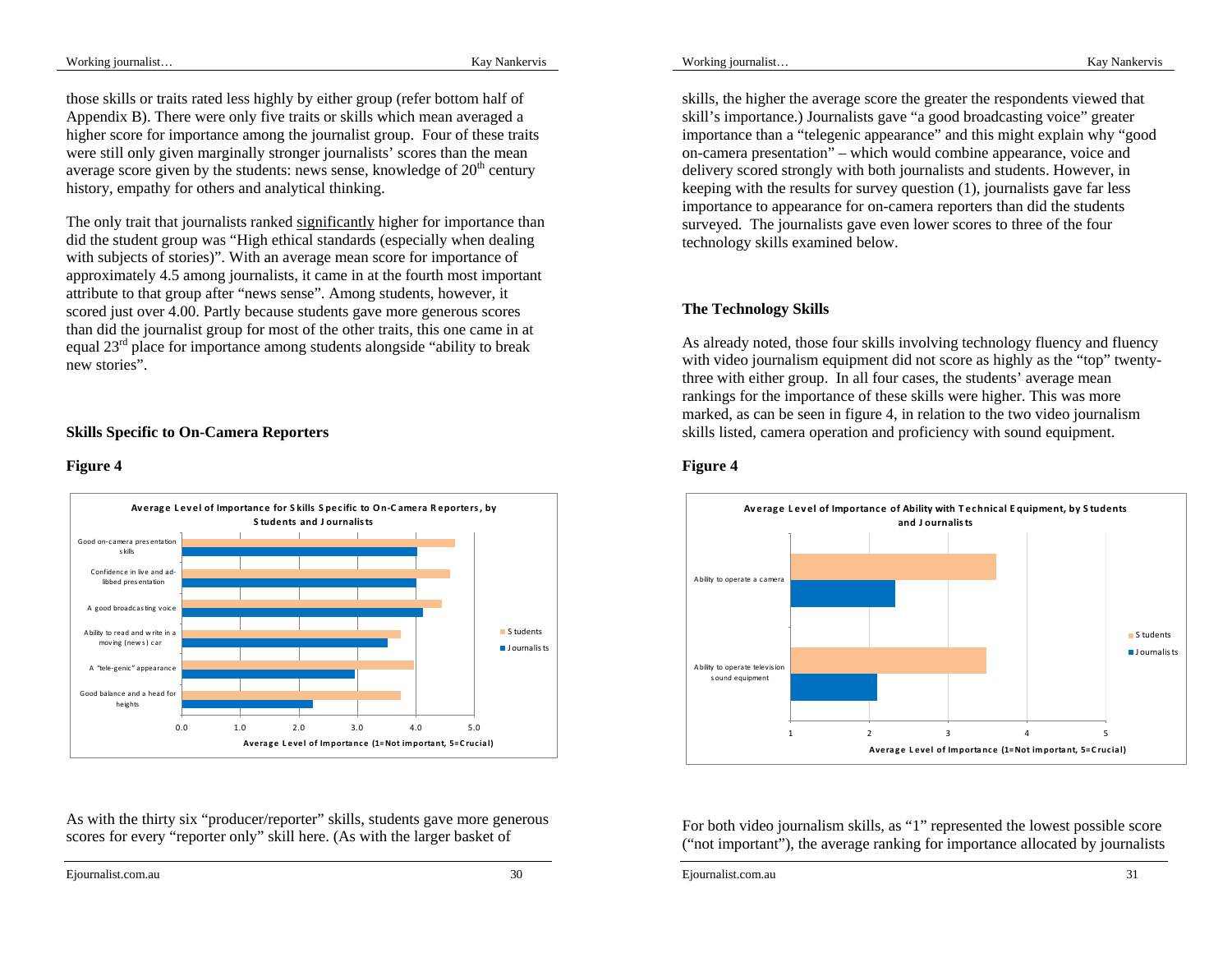those skills or traits rated less highly by either group (refer bottom half of Appendix B). There were only five traits or skills which mean averaged a higher score for importance among the journalist group. Four of these traits were still only given marginally stronger journalists' scores than the mean average score given by the students: news sense, knowledge of 20th century history, empathy for others and analytical thinking.

The only trait that journalists ranked significantly higher for importance than did the student group was "High ethical standards (especially when dealing with subjects of stories)". With an average mean score for importance of approximately 4.5 among journalists, it came in at the fourth most important attribute to that group after "news sense". Among students, however, it scored just over 4.00. Partly because students gave more generous scores than did the journalist group for most of the other traits, this one came in at equal 23rd place for importance among students alongside "ability to break new stories".

### Skills Specific to On-Camera Reporters

**Figure 4**

Average Level of Importance for Skills Specific to On-Camera Reporters, by Students and Journalists

As with the thirty six "producer/reporter" skills, students gave more generous scores for every "reporter only" skill here. (As with the larger basket of skills, the higher the average score the greater the respondents viewed that skill's importance.) Journalists gave "a good broadcasting voice" greater importance than a "telegenic appearance" and this might explain why "good on-camera presentation" – which would combine appearance, voice and delivery scored strongly with both journalists and students. However, in keeping with the results for survey question (1), journalists gave far less importance to appearance for on-camera reporters than did the students surveyed. The journalists gave even lower scores to three of the four technology skills examined below.

### The Technology Skills

As already noted, those four skills involving technology fluency and fluency with video journalism equipment did not score as highly as the "top" twenty-three with either group. In all four cases, the students' average mean rankings for the importance of these skills were higher. This was more marked, as can be seen in figure 4, in relation to the two video journalism skills listed, camera operation and proficiency with sound equipment.

**Figure 4**

Average Level of Importance of Ability with Technical Equipment, by Students and Journalists

For both video journalism skills, as "1" represented the lowest possible score ("not important"), the average ranking for importance allocated by journalists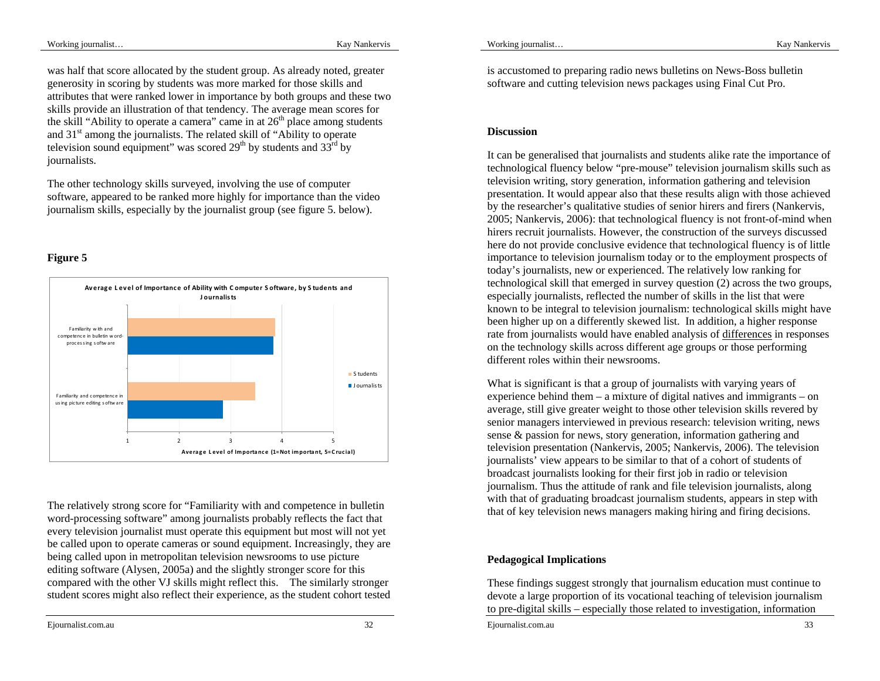was half that score allocated by the student group. As already noted, greater generosity in scoring by students was more marked for those skills and attributes that were ranked lower in importance by both groups and these two skills provide an illustration of that tendency. The average mean scores for the skill "Ability to operate a camera" came in at 26th place among students and 31st among the journalists. The related skill of "Ability to operate television sound equipment" was scored 29th by students and 33rd by journalists.

The other technology skills surveyed, involving the use of computer software, appeared to be ranked more highly for importance than the video journalism skills, especially by the journalist group (see figure 5. below).

**Figure 5**

Average Level of Importance of Ability with Computer Software, by Students and Journalists

| Skill | Students | Journalists |
|---|---|---|
| Familiarity with and competence in bulletin word-processing software | ~3.9 | ~3.8 |
| Familiarity and competence in using picture editing software | ~3.5 | ~2.8 |

Average Level of Importance (1=Not important, 5=Crucial)

The relatively strong score for "Familiarity with and competence in bulletin word-processing software" among journalists probably reflects the fact that every television journalist must operate this equipment but most will not yet be called upon to operate cameras or sound equipment. Increasingly, they are being called upon in metropolitan television newsrooms to use picture editing software (Alysen, 2005a) and the slightly stronger score for this compared with the other VJ skills might reflect this. The similarly stronger student scores might also reflect their experience, as the student cohort tested is accustomed to preparing radio news bulletins on News-Boss bulletin software and cutting television news packages using Final Cut Pro.

## Discussion

It can be generalised that journalists and students alike rate the importance of technological fluency below "pre-mouse" television journalism skills such as television writing, story generation, information gathering and television presentation. It would appear also that these results align with those achieved by the researcher's qualitative studies of senior hirers and firers (Nankervis, 2005; Nankervis, 2006): that technological fluency is not front-of-mind when hirers recruit journalists. However, the construction of the surveys discussed here do not provide conclusive evidence that technological fluency is of little importance to television journalism today or to the employment prospects of today's journalists, new or experienced. The relatively low ranking for technological skill that emerged in survey question (2) across the two groups, especially journalists, reflected the number of skills in the list that were known to be integral to television journalism: technological skills might have been higher up on a differently skewed list. In addition, a higher response rate from journalists would have enabled analysis of differences in responses on the technology skills across different age groups or those performing different roles within their newsrooms.

What is significant is that a group of journalists with varying years of experience behind them – a mixture of digital natives and immigrants – on average, still give greater weight to those other television skills revered by senior managers interviewed in previous research: television writing, news sense & passion for news, story generation, information gathering and television presentation (Nankervis, 2005; Nankervis, 2006). The television journalists' view appears to be similar to that of a cohort of students of broadcast journalists looking for their first job in radio or television journalism. Thus the attitude of rank and file television journalists, along with that of graduating broadcast journalism students, appears in step with that of key television news managers making hiring and firing decisions.

## Pedagogical Implications

These findings suggest strongly that journalism education must continue to devote a large proportion of its vocational teaching of television journalism to pre-digital skills – especially those related to investigation, information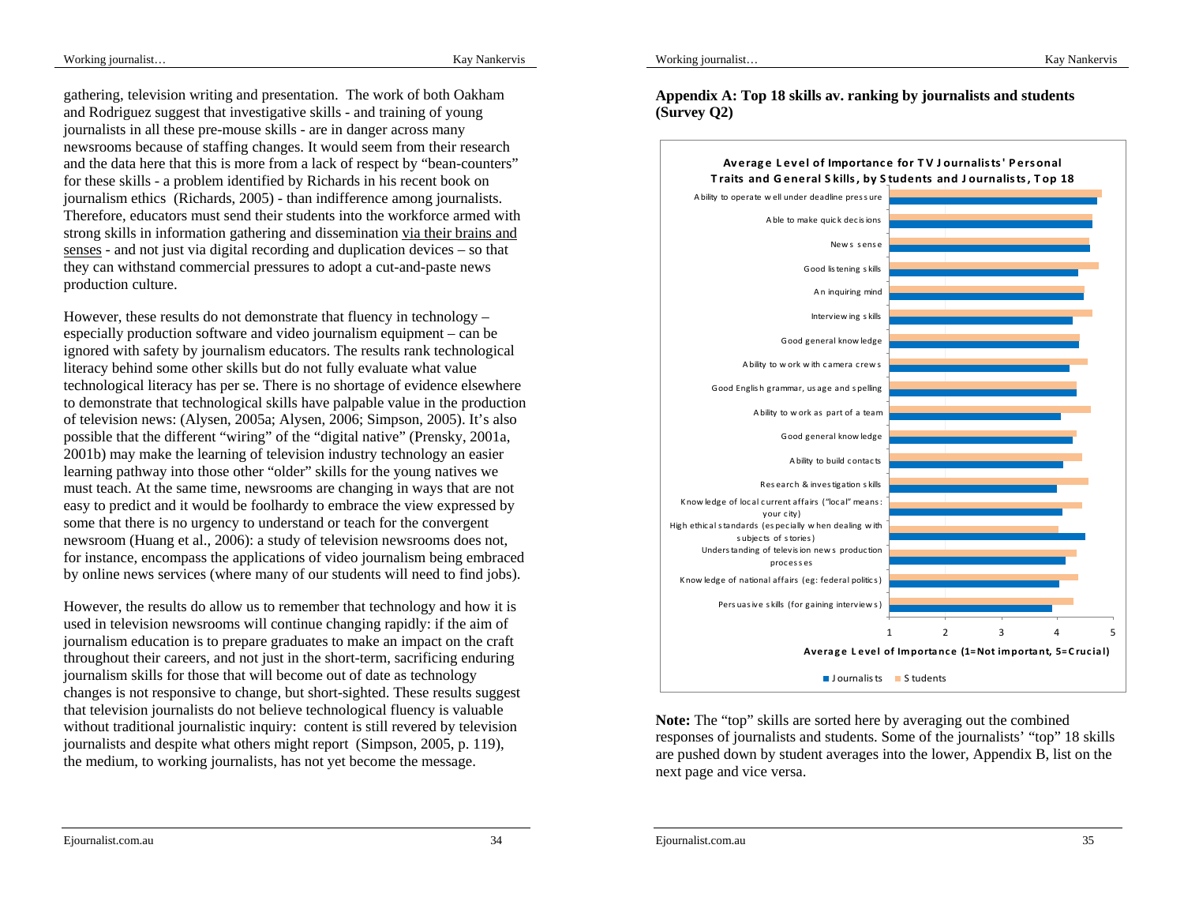gathering, television writing and presentation. The work of both Oakham and Rodriguez suggest that investigative skills - and training of young journalists in all these pre-mouse skills - are in danger across many newsrooms because of staffing changes. It would seem from their research and the data here that this is more from a lack of respect by "bean-counters" for these skills - a problem identified by Richards in his recent book on journalism ethics (Richards, 2005) - than indifference among journalists. Therefore, educators must send their students into the workforce armed with strong skills in information gathering and dissemination via their brains and senses - and not just via digital recording and duplication devices – so that they can withstand commercial pressures to adopt a cut-and-paste news production culture.

However, these results do not demonstrate that fluency in technology – especially production software and video journalism equipment – can be ignored with safety by journalism educators. The results rank technological literacy behind some other skills but do not fully evaluate what value technological literacy has per se. There is no shortage of evidence elsewhere to demonstrate that technological skills have palpable value in the production of television news: (Alysen, 2005a; Alysen, 2006; Simpson, 2005). It's also possible that the different "wiring" of the "digital native" (Prensky, 2001a, 2001b) may make the learning of television industry technology an easier learning pathway into those other "older" skills for the young natives we must teach. At the same time, newsrooms are changing in ways that are not easy to predict and it would be foolhardy to embrace the view expressed by some that there is no urgency to understand or teach for the convergent newsroom (Huang et al., 2006): a study of television newsrooms does not, for instance, encompass the applications of video journalism being embraced by online news services (where many of our students will need to find jobs).

However, the results do allow us to remember that technology and how it is used in television newsrooms will continue changing rapidly: if the aim of journalism education is to prepare graduates to make an impact on the craft throughout their careers, and not just in the short-term, sacrificing enduring journalism skills for those that will become out of date as technology changes is not responsive to change, but short-sighted. These results suggest that television journalists do not believe technological fluency is valuable without traditional journalistic inquiry: content is still revered by television journalists and despite what others might report (Simpson, 2005, p. 119), the medium, to working journalists, has not yet become the message.

**Appendix A: Top 18 skills av. ranking by journalists and students (Survey Q2)**

**Average Level of Importance for TV Journalists' Personal Traits and General Skills, by Students and Journalists, Top 18**

- Ability to operate well under deadline pressure
- Able to make quick decisions
- News sense
- Good listening skills
- An inquiring mind
- Interviewing skills
- Good general knowledge
- Ability to work with camera crews
- Good English grammar, usage and spelling
- Ability to work as part of a team
- Good general knowledge
- Ability to build contacts
- Research & investigation skills
- Knowledge of local current affairs ("local" means: your city)
- High ethical standards (especially when dealing with subjects of stories)
- Understanding of television news production processes
- Knowledge of national affairs (eg: federal politics)
- Persuasive skills (for gaining interviews)

Average Level of Importance (1=Not important, 5=Crucial)

Legend: Journalists, Students

**Note:** The "top" skills are sorted here by averaging out the combined responses of journalists and students. Some of the journalists' "top" 18 skills are pushed down by student averages into the lower, Appendix B, list on the next page and vice versa.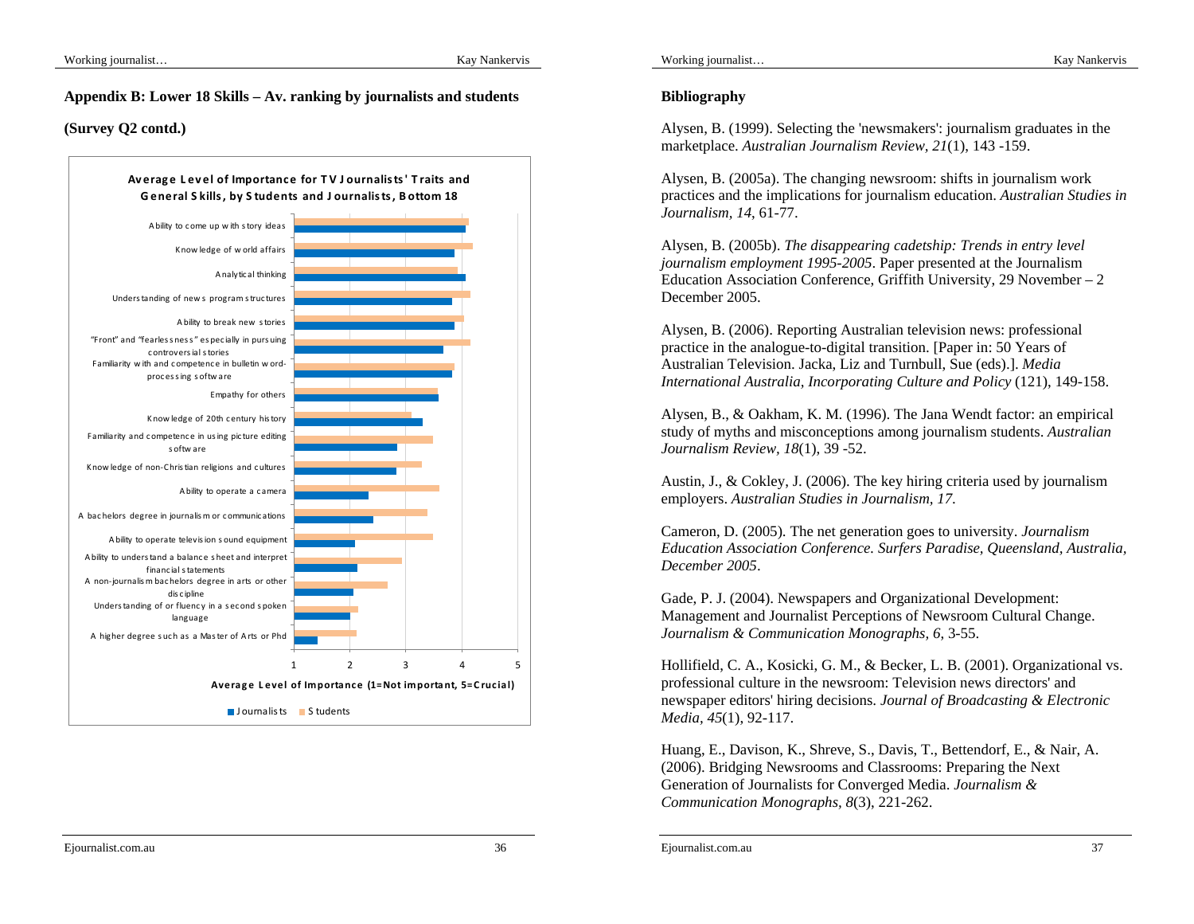**Appendix B: Lower 18 Skills – Av. ranking by journalists and students**

**(Survey Q2 contd.)**

**Average Level of Importance for TV Journalists' Traits and General Skills, by Students and Journalists, Bottom 18**

- Ability to come up with story ideas
- Knowledge of world affairs
- Analytical thinking
- Understanding of news program structures
- Ability to break new stories
- "Front" and "fearlessness" especially in pursuing controversial stories
- Familiarity with and competence in bulletin word-processing software
- Empathy for others
- Knowledge of 20th century history
- Familiarity and competence in using picture editing software
- Knowledge of non-Christian religions and cultures
- Ability to operate a camera
- A bachelors degree in journalism or communications
- Ability to operate television sound equipment
- Ability to understand a balance sheet and interpret financial statements
- A non-journalism bachelors degree in arts or other discipline
- Understanding of or fluency in a second spoken language
- A higher degree such as a Master of Arts or Phd

Average Level of Importance (1=Not important, 5=Crucial)

Journalists / Students

## Bibliography

Alysen, B. (1999). Selecting the 'newsmakers': journalism graduates in the marketplace. *Australian Journalism Review, 21*(1), 143 -159.

Alysen, B. (2005a). The changing newsroom: shifts in journalism work practices and the implications for journalism education. *Australian Studies in Journalism, 14*, 61-77.

Alysen, B. (2005b). *The disappearing cadetship: Trends in entry level journalism employment 1995-2005*. Paper presented at the Journalism Education Association Conference, Griffith University, 29 November – 2 December 2005.

Alysen, B. (2006). Reporting Australian television news: professional practice in the analogue-to-digital transition. [Paper in: 50 Years of Australian Television. Jacka, Liz and Turnbull, Sue (eds).]. *Media International Australia, Incorporating Culture and Policy* (121), 149-158.

Alysen, B., & Oakham, K. M. (1996). The Jana Wendt factor: an empirical study of myths and misconceptions among journalism students. *Australian Journalism Review, 18*(1), 39 -52.

Austin, J., & Cokley, J. (2006). The key hiring criteria used by journalism employers. *Australian Studies in Journalism, 17*.

Cameron, D. (2005). The net generation goes to university. *Journalism Education Association Conference. Surfers Paradise, Queensland, Australia, December 2005*.

Gade, P. J. (2004). Newspapers and Organizational Development: Management and Journalist Perceptions of Newsroom Cultural Change. *Journalism & Communication Monographs, 6*, 3-55.

Hollifield, C. A., Kosicki, G. M., & Becker, L. B. (2001). Organizational vs. professional culture in the newsroom: Television news directors' and newspaper editors' hiring decisions. *Journal of Broadcasting & Electronic Media, 45*(1), 92-117.

Huang, E., Davison, K., Shreve, S., Davis, T., Bettendorf, E., & Nair, A. (2006). Bridging Newsrooms and Classrooms: Preparing the Next Generation of Journalists for Converged Media. *Journalism & Communication Monographs, 8*(3), 221-262.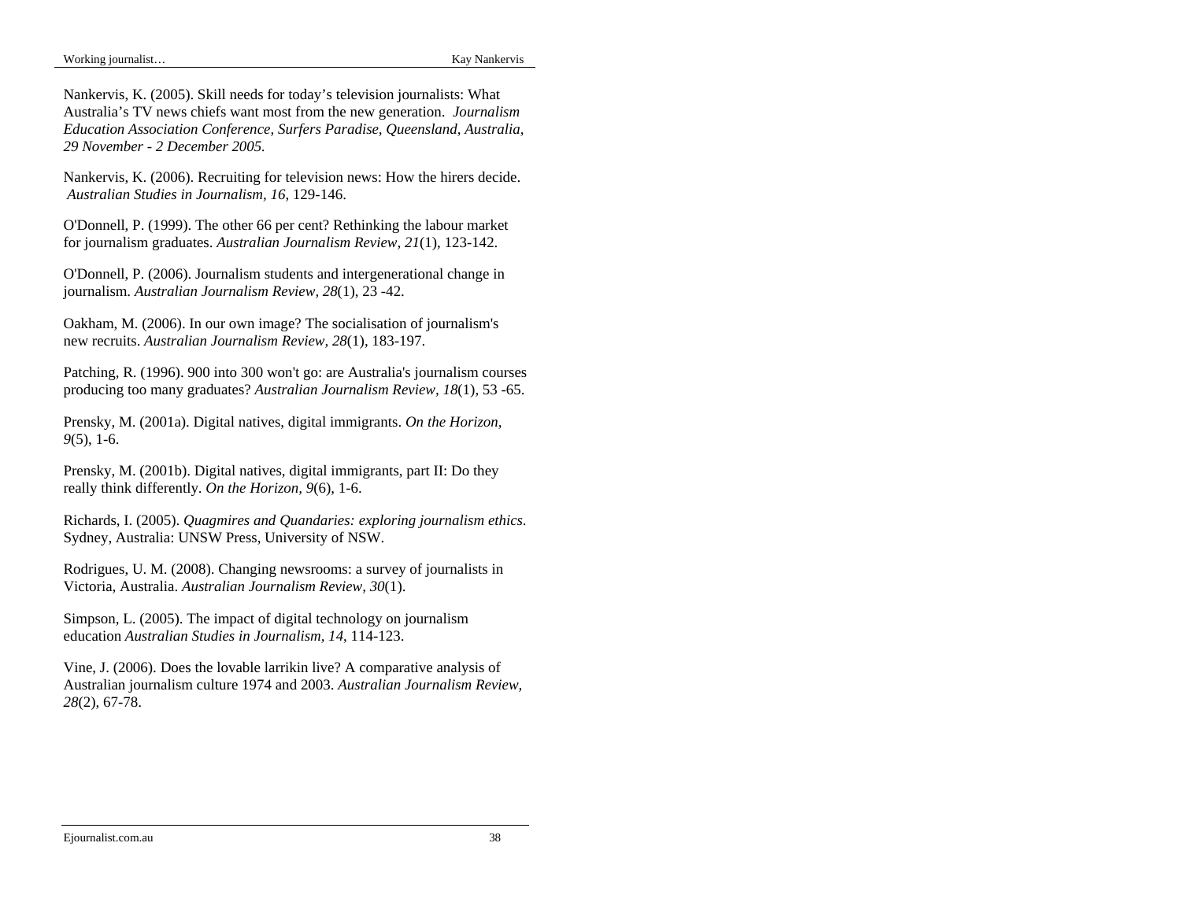Nankervis, K. (2005). Skill needs for today's television journalists: What Australia's TV news chiefs want most from the new generation. *Journalism Education Association Conference, Surfers Paradise, Queensland, Australia, 29 November - 2 December 2005.*

Nankervis, K. (2006). Recruiting for television news: How the hirers decide. *Australian Studies in Journalism, 16*, 129-146.

O'Donnell, P. (1999). The other 66 per cent? Rethinking the labour market for journalism graduates. *Australian Journalism Review, 21*(1), 123-142.

O'Donnell, P. (2006). Journalism students and intergenerational change in journalism. *Australian Journalism Review, 28*(1), 23 -42.

Oakham, M. (2006). In our own image? The socialisation of journalism's new recruits. *Australian Journalism Review, 28*(1), 183-197.

Patching, R. (1996). 900 into 300 won't go: are Australia's journalism courses producing too many graduates? *Australian Journalism Review*, *18*(1), 53 -65.

Prensky, M. (2001a). Digital natives, digital immigrants. *On the Horizon, 9*(5), 1-6.

Prensky, M. (2001b). Digital natives, digital immigrants, part II: Do they really think differently. *On the Horizon, 9*(6), 1-6.

Richards, I. (2005). *Quagmires and Quandaries: exploring journalism ethics*. Sydney, Australia: UNSW Press, University of NSW.

Rodrigues, U. M. (2008). Changing newsrooms: a survey of journalists in Victoria, Australia. *Australian Journalism Review, 30*(1).

Simpson, L. (2005). The impact of digital technology on journalism education *Australian Studies in Journalism, 14*, 114-123.

Vine, J. (2006). Does the lovable larrikin live? A comparative analysis of Australian journalism culture 1974 and 2003. *Australian Journalism Review, 28*(2), 67-78.